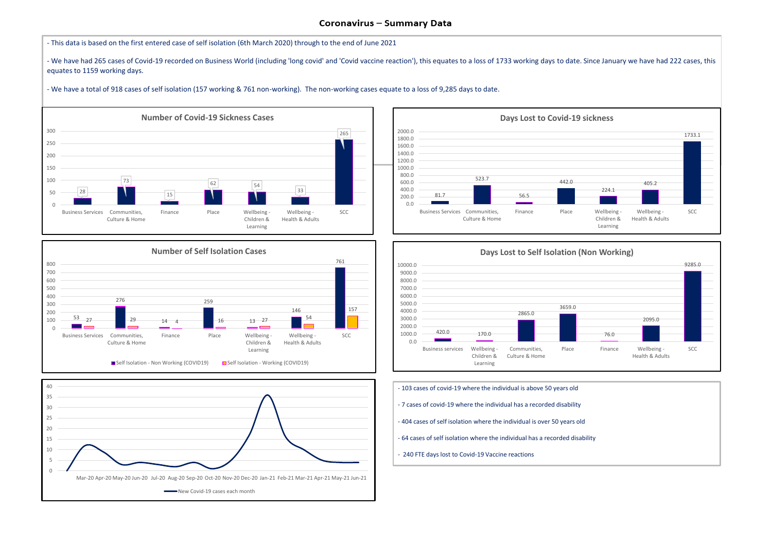# Coronavirus – Summary Data

- This data is based on the first entered case of self isolation (6th March 2020) through to the end of June 2021

- We have had 265 cases of Covid-19 recorded on Business World (including 'long covid' and 'Covid vaccine reaction'), this equates to a loss of 1733 working days to date. Since January we have had 222 cases, this equates to 1159 working days.

- We have a total of 918 cases of self isolation (157 working & 761 non-working). The non-working cases equate to a loss of 9,285 days to date.

## Number of Covid-19 Sickness Cases

| Business Services | Communities, Culture & Home | Finance | Place | Wellbeing - Children & Learning | Wellbeing - Health & Adults | SCC |
|---|---|---|---|---|---|---|
| 28 | 73 | 15 | 62 | 54 | 33 | 265 |

## Days Lost to Covid-19 sickness

| Business Services | Communities, Culture & Home | Finance | Place | Wellbeing - Children & Learning | Wellbeing - Health & Adults | SCC |
|---|---|---|---|---|---|---|
| 81.7 | 523.7 | 56.5 | 442.0 | 224.1 | 405.2 | 1733.1 |

## Number of Self Isolation Cases

| | Business Services | Communities, Culture & Home | Finance | Place | Wellbeing - Children & Learning | Wellbeing - Health & Adults | SCC |
|---|---|---|---|---|---|---|---|
| Self Isolation - Non Working (COVID19) | 53 | 276 | 14 | 259 | 13 | 146 | 761 |
| Self Isolation - Working (COVID19) | 27 | 29 | 4 | 16 | 27 | 54 | 157 |

## Days Lost to Self Isolation (Non Working)

| Business services | Wellbeing - Children & Learning | Communities, Culture & Home | Place | Finance | Wellbeing - Health & Adults | SCC |
|---|---|---|---|---|---|---|
| 420.0 | 170.0 | 2865.0 | 3659.0 | 76.0 | 2095.0 | 9285.0 |

## New Covid-19 cases each month

(Line chart: Mar-20 to Jun-21; y-axis 0–40)

- 103 cases of covid-19 where the individual is above 50 years old

- 7 cases of covid-19 where the individual has a recorded disability

- 404 cases of self isolation where the individual is over 50 years old

- 64 cases of self isolation where the individual has a recorded disability

- 240 FTE days lost to Covid-19 Vaccine reactions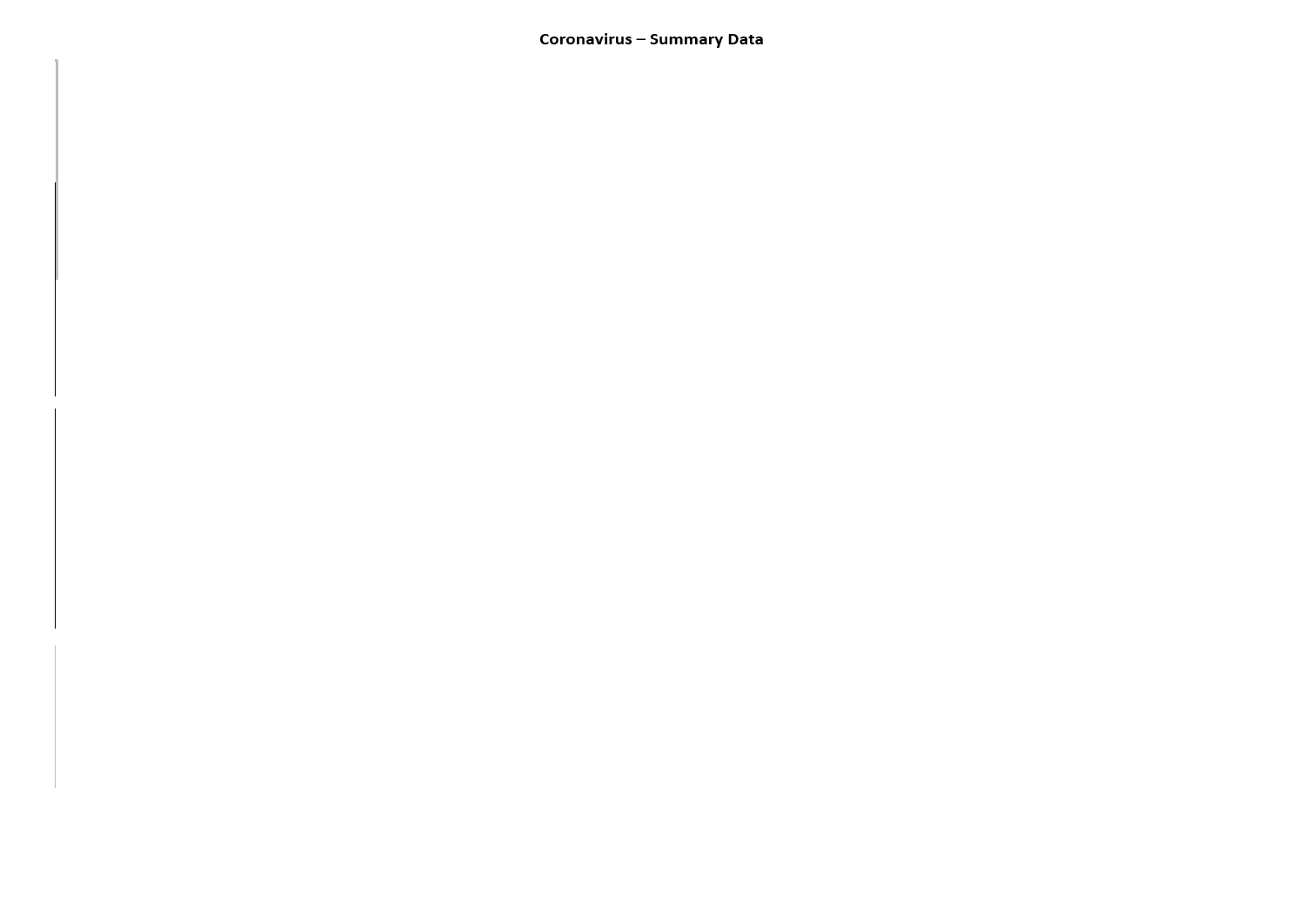**Coronavirus – Summary Data**